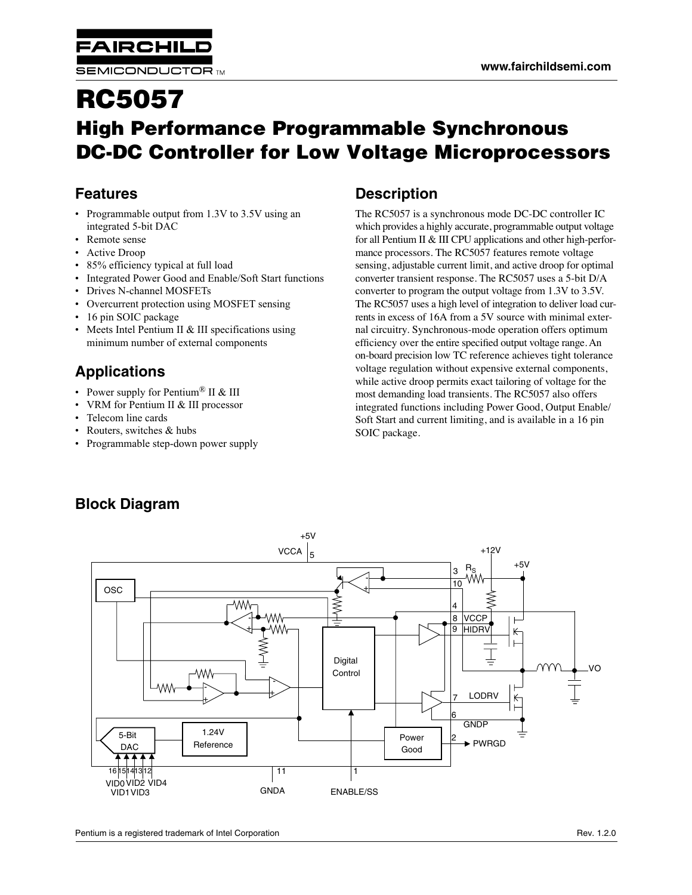# RC5057

## High Performance Programmable Synchronous DC-DC Controller for Low Voltage Microprocessors

## Features

- Programmable output from 1.3V to 3.5V using an integrated 5-bit DAC
- Remote sense
- Active Droop
- 85% efficiency typical at full load
- Integrated Power Good and Enable/Soft Start functions
- Drives N-channel MOSFETs
- Overcurrent protection using MOSFET sensing
- 16 pin SOIC package
- Meets Intel Pentium II & III specifications using minimum number of external components

## Applications

- Power supply for Pentium® II & III
- VRM for Pentium II & III processor
- Telecom line cards
- Routers, switches & hubs
- Programmable step-down power supply

## Description

The RC5057 is a synchronous mode DC-DC controller IC which provides a highly accurate, programmable output voltage for all Pentium II & III CPU applications and other high-performance processors. The RC5057 features remote voltage sensing, adjustable current limit, and active droop for optimal converter transient response. The RC5057 uses a 5-bit D/A converter to program the output voltage from 1.3V to 3.5V. The RC5057 uses a high level of integration to deliver load currents in excess of 16A from a 5V source with minimal external circuitry. Synchronous-mode operation offers optimum efficiency over the entire specified output voltage range. An on-board precision low TC reference achieves tight tolerance voltage regulation without expensive external components, while active droop permits exact tailoring of voltage for the most demanding load transients. The RC5057 also offers integrated functions including Power Good, Output Enable/Soft Start and current limiting, and is available in a 16 pin SOIC package.

## Block Diagram

Pentium is a registered trademark of Intel Corporation

Rev. 1.2.0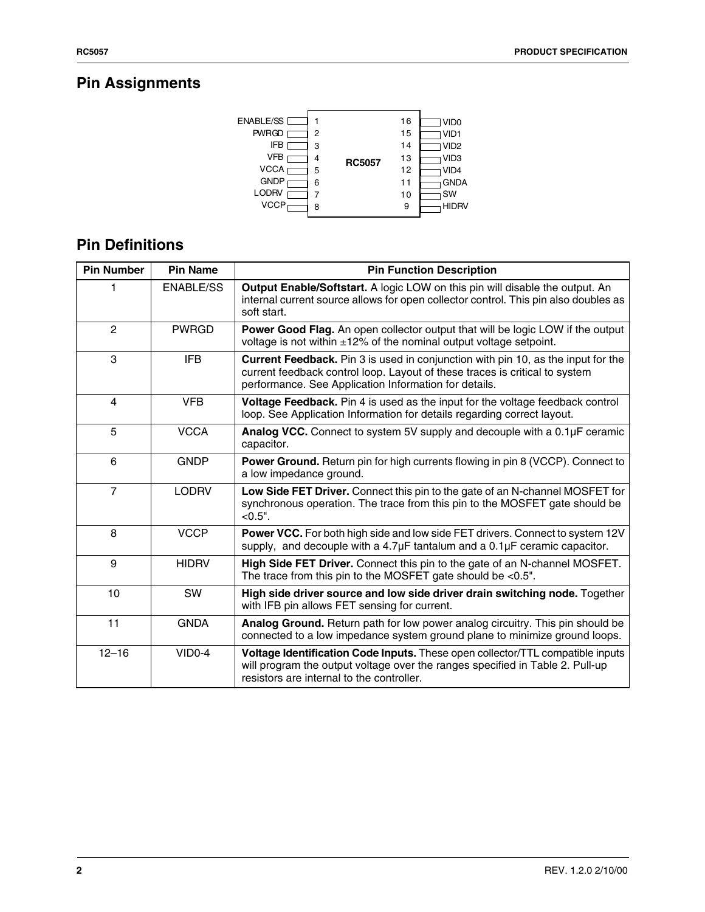## Pin Assignments

| Pin | Name | | Pin | Name |
|---|---|---|---|---|
| 1 | ENABLE/SS | RC5057 | 16 | VID0 |
| 2 | PWRGD | | 15 | VID1 |
| 3 | IFB | | 14 | VID2 |
| 4 | VFB | | 13 | VID3 |
| 5 | VCCA | | 12 | VID4 |
| 6 | GNDP | | 11 | GNDA |
| 7 | LODRV | | 10 | SW |
| 8 | VCCP | | 9 | HIDRV |

## Pin Definitions

| Pin Number | Pin Name | Pin Function Description |
|---|---|---|
| 1 | ENABLE/SS | **Output Enable/Softstart.** A logic LOW on this pin will disable the output. An internal current source allows for open collector control. This pin also doubles as soft start. |
| 2 | PWRGD | **Power Good Flag.** An open collector output that will be logic LOW if the output voltage is not within ±12% of the nominal output voltage setpoint. |
| 3 | IFB | **Current Feedback.** Pin 3 is used in conjunction with pin 10, as the input for the current feedback control loop. Layout of these traces is critical to system performance. See Application Information for details. |
| 4 | VFB | **Voltage Feedback.** Pin 4 is used as the input for the voltage feedback control loop. See Application Information for details regarding correct layout. |
| 5 | VCCA | **Analog VCC.** Connect to system 5V supply and decouple with a 0.1µF ceramic capacitor. |
| 6 | GNDP | **Power Ground.** Return pin for high currents flowing in pin 8 (VCCP). Connect to a low impedance ground. |
| 7 | LODRV | **Low Side FET Driver.** Connect this pin to the gate of an N-channel MOSFET for synchronous operation. The trace from this pin to the MOSFET gate should be <0.5". |
| 8 | VCCP | **Power VCC.** For both high side and low side FET drivers. Connect to system 12V supply, and decouple with a 4.7µF tantalum and a 0.1µF ceramic capacitor. |
| 9 | HIDRV | **High Side FET Driver.** Connect this pin to the gate of an N-channel MOSFET. The trace from this pin to the MOSFET gate should be <0.5". |
| 10 | SW | **High side driver source and low side driver drain switching node.** Together with IFB pin allows FET sensing for current. |
| 11 | GNDA | **Analog Ground.** Return path for low power analog circuitry. This pin should be connected to a low impedance system ground plane to minimize ground loops. |
| 12–16 | VID0-4 | **Voltage Identification Code Inputs.** These open collector/TTL compatible inputs will program the output voltage over the ranges specified in Table 2. Pull-up resistors are internal to the controller. |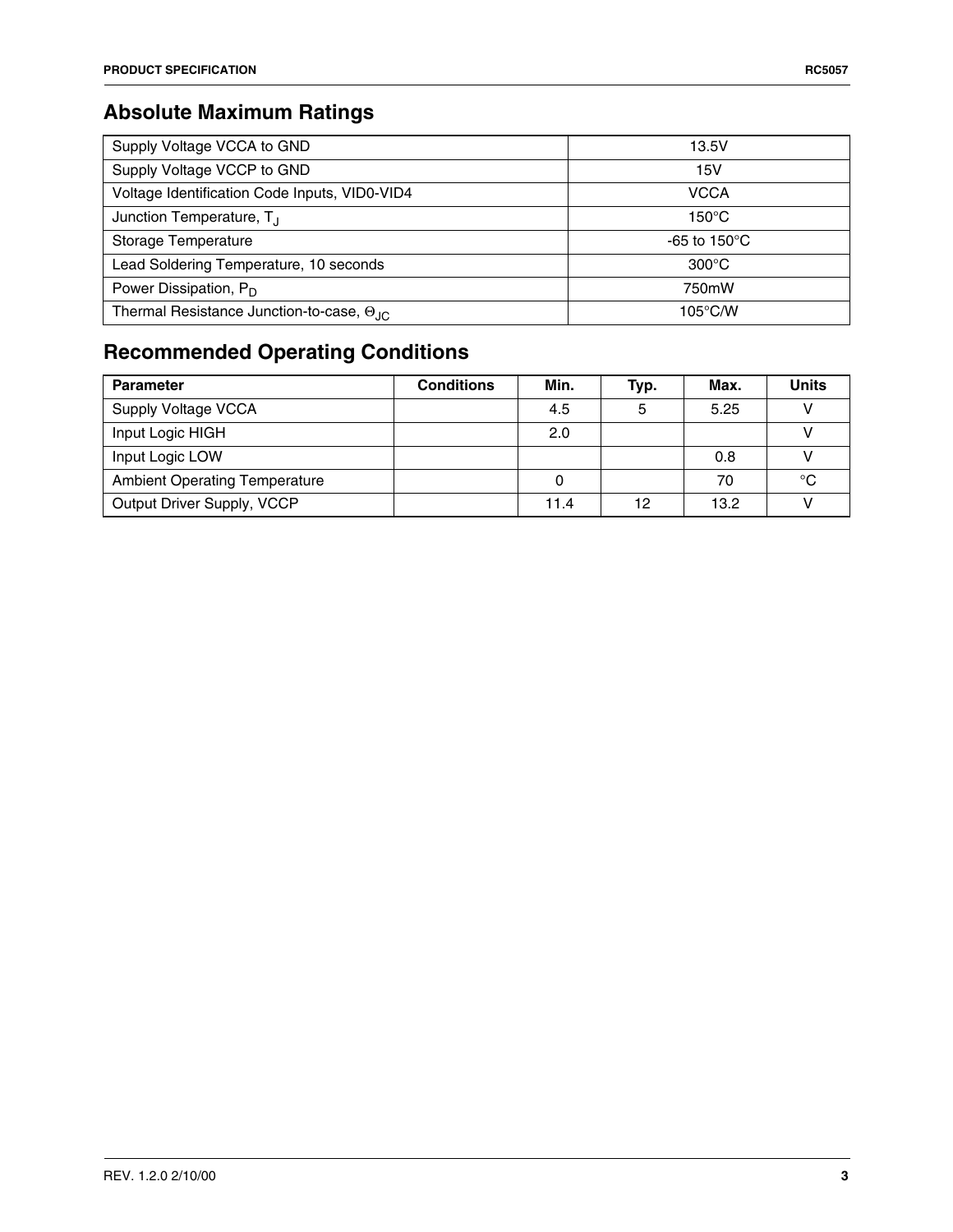## Absolute Maximum Ratings

| | |
|---|---|
| Supply Voltage VCCA to GND | 13.5V |
| Supply Voltage VCCP to GND | 15V |
| Voltage Identification Code Inputs, VID0-VID4 | VCCA |
| Junction Temperature, $T_J$ | 150°C |
| Storage Temperature | -65 to 150°C |
| Lead Soldering Temperature, 10 seconds | 300°C |
| Power Dissipation, $P_D$ | 750mW |
| Thermal Resistance Junction-to-case, $\Theta_{JC}$ | 105°C/W |

## Recommended Operating Conditions

| Parameter | Conditions | Min. | Typ. | Max. | Units |
|---|---|---|---|---|---|
| Supply Voltage VCCA | | 4.5 | 5 | 5.25 | V |
| Input Logic HIGH | | 2.0 | | | V |
| Input Logic LOW | | | | 0.8 | V |
| Ambient Operating Temperature | | 0 | | 70 | °C |
| Output Driver Supply, VCCP | | 11.4 | 12 | 13.2 | V |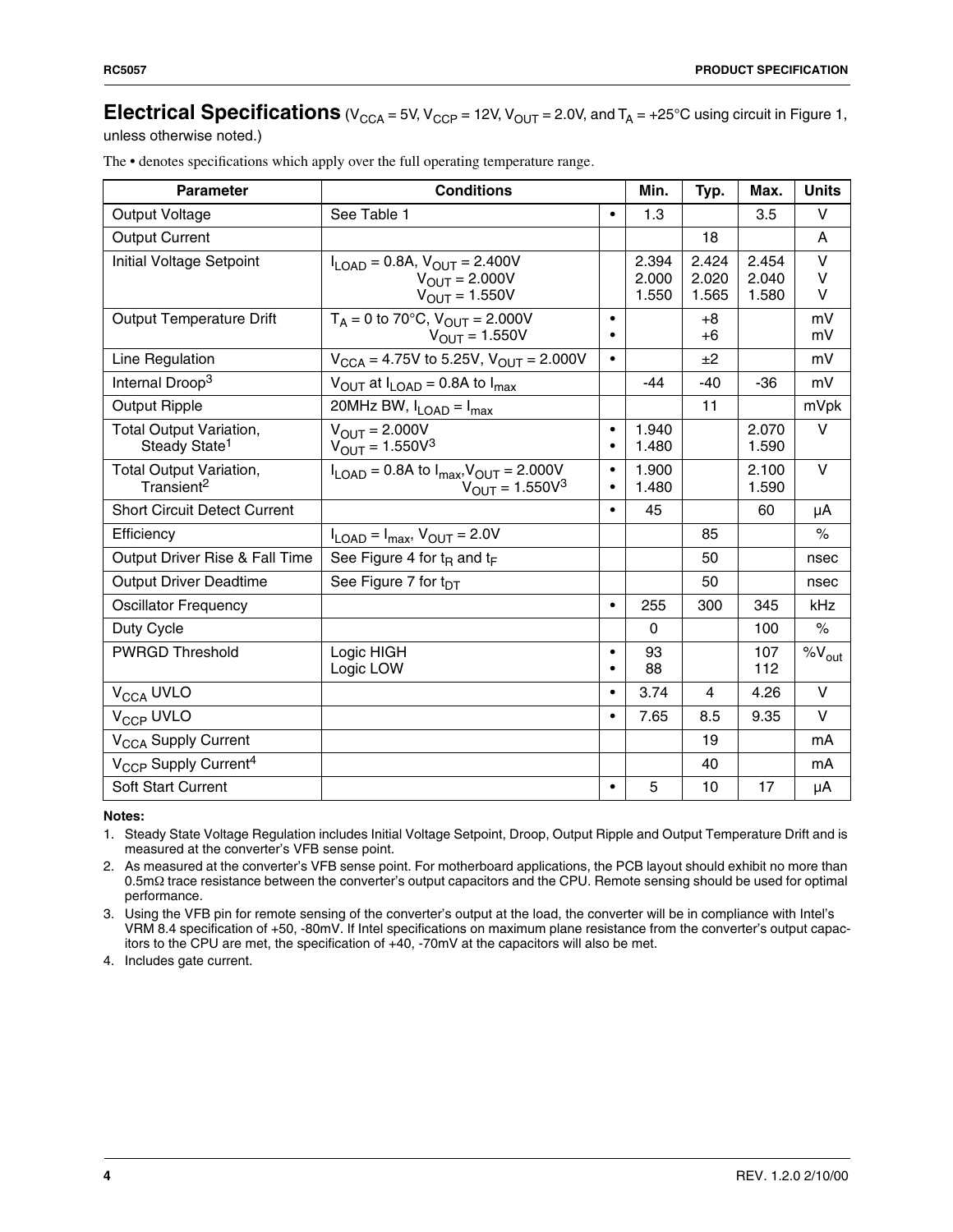## Electrical Specifications ($V_{CCA}$ = 5V, $V_{CCP}$ = 12V, $V_{OUT}$ = 2.0V, and $T_A$ = +25°C using circuit in Figure 1, unless otherwise noted.)

The • denotes specifications which apply over the full operating temperature range.

| Parameter | Conditions | | Min. | Typ. | Max. | Units |
|---|---|---|---|---|---|---|
| Output Voltage | See Table 1 | • | 1.3 | | 3.5 | V |
| Output Current | | | | 18 | | A |
| Initial Voltage Setpoint | $I_{LOAD}$ = 0.8A, $V_{OUT}$ = 2.400V<br>$V_{OUT}$ = 2.000V<br>$V_{OUT}$ = 1.550V | | 2.394<br>2.000<br>1.550 | 2.424<br>2.020<br>1.565 | 2.454<br>2.040<br>1.580 | V<br>V<br>V |
| Output Temperature Drift | $T_A$ = 0 to 70°C, $V_{OUT}$ = 2.000V<br>$V_{OUT}$ = 1.550V | •<br>• | | +8<br>+6 | | mV<br>mV |
| Line Regulation | $V_{CCA}$ = 4.75V to 5.25V, $V_{OUT}$ = 2.000V | • | | ±2 | | mV |
| Internal Droop[3] | $V_{OUT}$ at $I_{LOAD}$ = 0.8A to $I_{max}$ | | -44 | -40 | -36 | mV |
| Output Ripple | 20MHz BW, $I_{LOAD}$ = $I_{max}$ | | | 11 | | mVpk |
| Total Output Variation, Steady State[1] | $V_{OUT}$ = 2.000V<br>$V_{OUT}$ = 1.550V[3] | •<br>• | 1.940<br>1.480 | | 2.070<br>1.590 | V |
| Total Output Variation, Transient[2] | $I_{LOAD}$ = 0.8A to $I_{max}$, $V_{OUT}$ = 2.000V<br>$V_{OUT}$ = 1.550V[3] | •<br>• | 1.900<br>1.480 | | 2.100<br>1.590 | V |
| Short Circuit Detect Current | | • | 45 | | 60 | μA |
| Efficiency | $I_{LOAD}$ = $I_{max}$, $V_{OUT}$ = 2.0V | | | 85 | | % |
| Output Driver Rise & Fall Time | See Figure 4 for $t_R$ and $t_F$ | | | 50 | | nsec |
| Output Driver Deadtime | See Figure 7 for $t_{DT}$ | | | 50 | | nsec |
| Oscillator Frequency | | • | 255 | 300 | 345 | kHz |
| Duty Cycle | | | 0 | | 100 | % |
| PWRGD Threshold | Logic HIGH<br>Logic LOW | •<br>• | 93<br>88 | | 107<br>112 | $\%V_{out}$ |
| $V_{CCA}$ UVLO | | • | 3.74 | 4 | 4.26 | V |
| $V_{CCP}$ UVLO | | • | 7.65 | 8.5 | 9.35 | V |
| $V_{CCA}$ Supply Current | | | | 19 | | mA |
| $V_{CCP}$ Supply Current[4] | | | | 40 | | mA |
| Soft Start Current | | • | 5 | 10 | 17 | μA |

**Notes:**

1. Steady State Voltage Regulation includes Initial Voltage Setpoint, Droop, Output Ripple and Output Temperature Drift and is measured at the converter's VFB sense point.
2. As measured at the converter's VFB sense point. For motherboard applications, the PCB layout should exhibit no more than 0.5mΩ trace resistance between the converter's output capacitors and the CPU. Remote sensing should be used for optimal performance.
3. Using the VFB pin for remote sensing of the converter's output at the load, the converter will be in compliance with Intel's VRM 8.4 specification of +50, -80mV. If Intel specifications on maximum plane resistance from the converter's output capacitors to the CPU are met, the specification of +40, -70mV at the capacitors will also be met.
4. Includes gate current.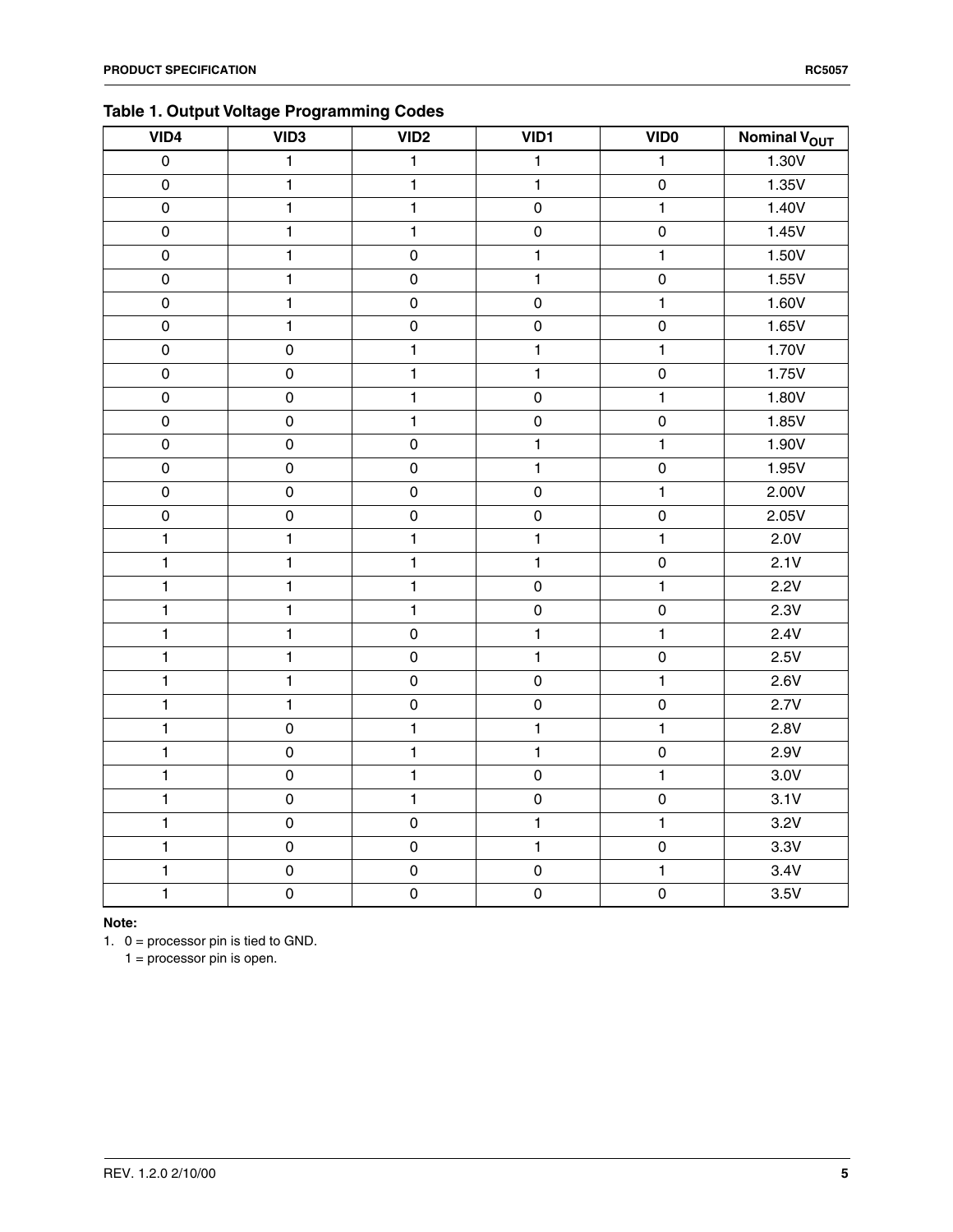**Table 1. Output Voltage Programming Codes**

| VID4 | VID3 | VID2 | VID1 | VID0 | Nominal $V_{OUT}$ |
|---|---|---|---|---|---|
| 0 | 1 | 1 | 1 | 1 | 1.30V |
| 0 | 1 | 1 | 1 | 0 | 1.35V |
| 0 | 1 | 1 | 0 | 1 | 1.40V |
| 0 | 1 | 1 | 0 | 0 | 1.45V |
| 0 | 1 | 0 | 1 | 1 | 1.50V |
| 0 | 1 | 0 | 1 | 0 | 1.55V |
| 0 | 1 | 0 | 0 | 1 | 1.60V |
| 0 | 1 | 0 | 0 | 0 | 1.65V |
| 0 | 0 | 1 | 1 | 1 | 1.70V |
| 0 | 0 | 1 | 1 | 0 | 1.75V |
| 0 | 0 | 1 | 0 | 1 | 1.80V |
| 0 | 0 | 1 | 0 | 0 | 1.85V |
| 0 | 0 | 0 | 1 | 1 | 1.90V |
| 0 | 0 | 0 | 1 | 0 | 1.95V |
| 0 | 0 | 0 | 0 | 1 | 2.00V |
| 0 | 0 | 0 | 0 | 0 | 2.05V |
| 1 | 1 | 1 | 1 | 1 | 2.0V |
| 1 | 1 | 1 | 1 | 0 | 2.1V |
| 1 | 1 | 1 | 0 | 1 | 2.2V |
| 1 | 1 | 1 | 0 | 0 | 2.3V |
| 1 | 1 | 0 | 1 | 1 | 2.4V |
| 1 | 1 | 0 | 1 | 0 | 2.5V |
| 1 | 1 | 0 | 0 | 1 | 2.6V |
| 1 | 1 | 0 | 0 | 0 | 2.7V |
| 1 | 0 | 1 | 1 | 1 | 2.8V |
| 1 | 0 | 1 | 1 | 0 | 2.9V |
| 1 | 0 | 1 | 0 | 1 | 3.0V |
| 1 | 0 | 1 | 0 | 0 | 3.1V |
| 1 | 0 | 0 | 1 | 1 | 3.2V |
| 1 | 0 | 0 | 1 | 0 | 3.3V |
| 1 | 0 | 0 | 0 | 1 | 3.4V |
| 1 | 0 | 0 | 0 | 0 | 3.5V |

**Note:**

1. 0 = processor pin is tied to GND.
   1 = processor pin is open.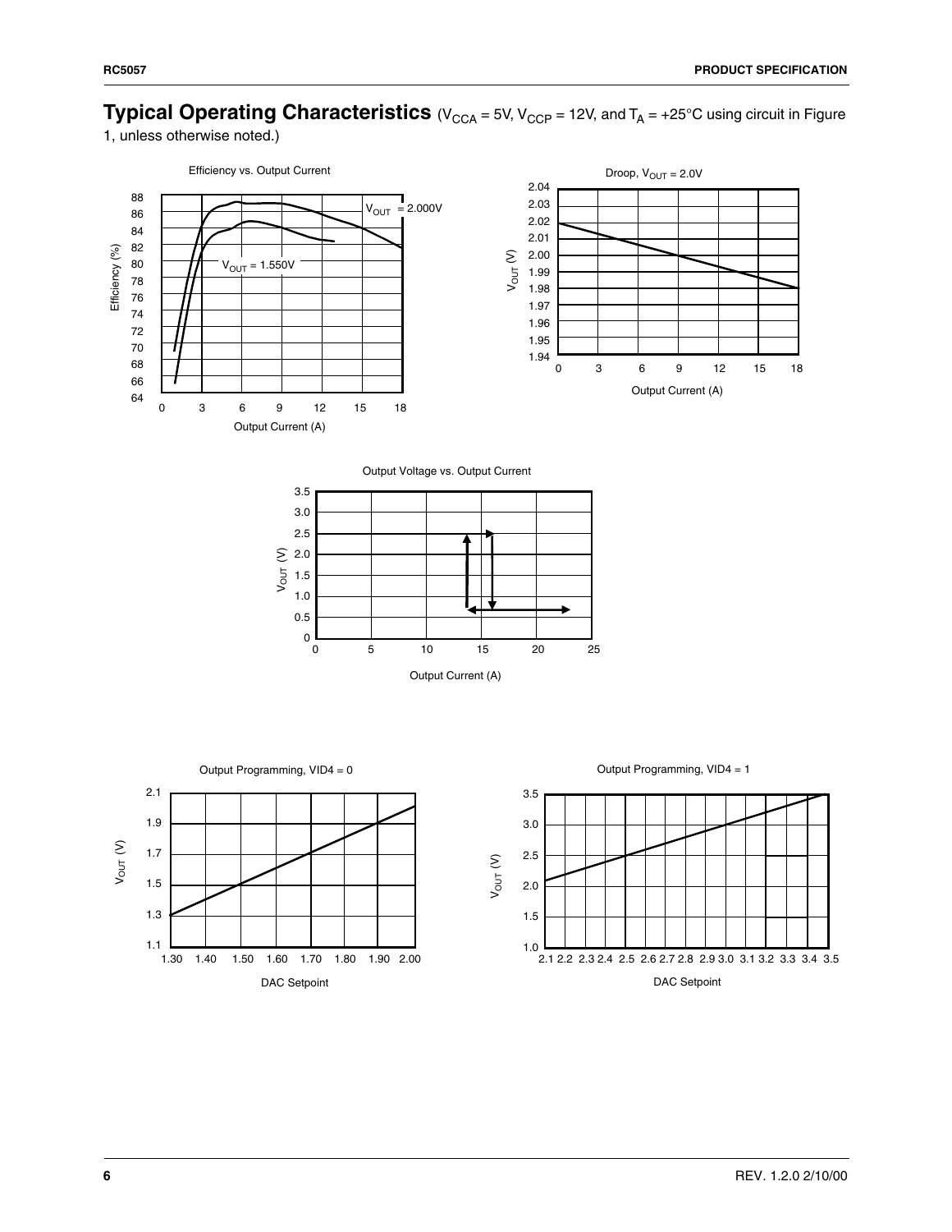## Typical Operating Characteristics

($V_{CCA}$ = 5V, $V_{CCP}$ = 12V, and $T_A$ = +25°C using circuit in Figure 1, unless otherwise noted.)

Efficiency vs. Output Current

Droop, $V_{OUT}$ = 2.0V

Output Voltage vs. Output Current

Output Programming, VID4 = 0

Output Programming, VID4 = 1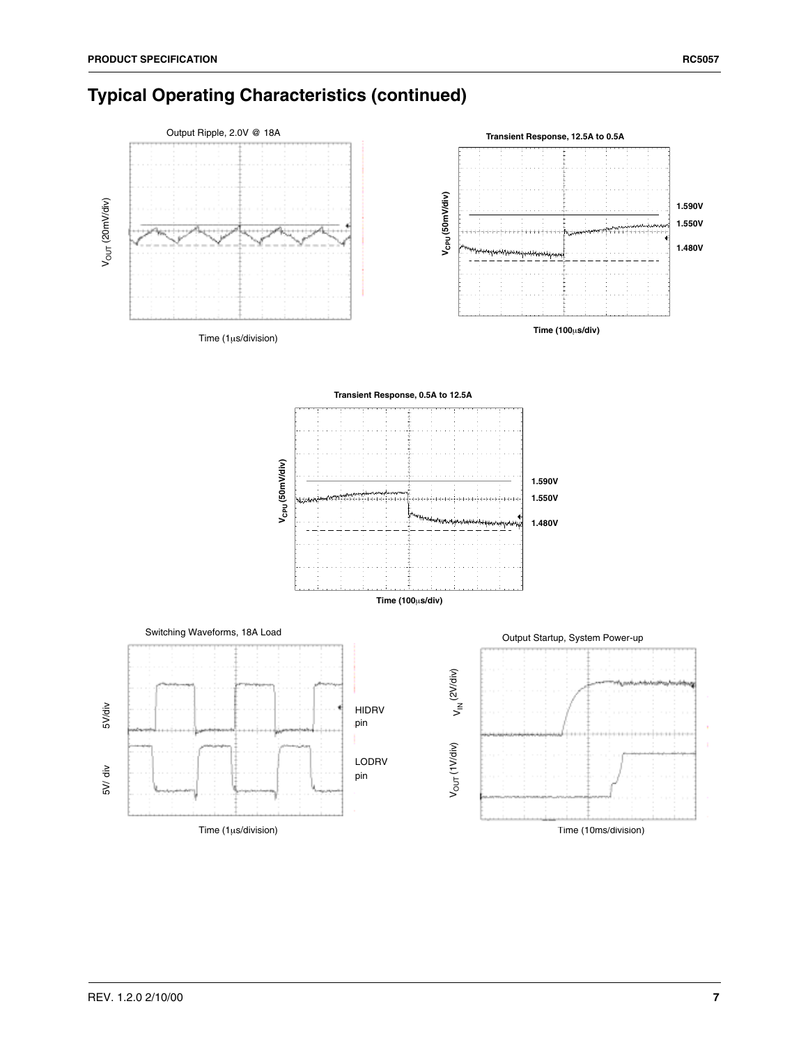## Typical Operating Characteristics (continued)

Output Ripple, 2.0V @ 18A

$V_{OUT}$ (20mV/div)

Time (1μs/division)

**Transient Response, 12.5A to 0.5A**

**$V_{CPU}$ (50mV/div)**

**1.590V**

**1.550V**

**1.480V**

**Time (100μs/div)**

**Transient Response, 0.5A to 12.5A**

**$V_{CPU}$ (50mV/div)**

**1.590V**

**1.550V**

**1.480V**

**Time (100μs/div)**

Switching Waveforms, 18A Load

5V/div

5V/ div

HIDRV pin

LODRV pin

Time (1μs/division)

Output Startup, System Power-up

$V_{IN}$ (2V/div)

$V_{OUT}$ (1V/div)

Time (10ms/division)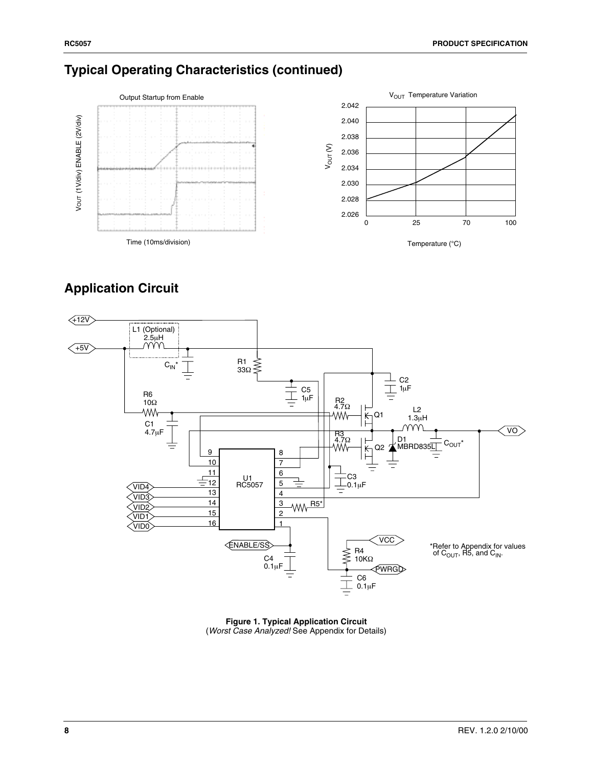## Typical Operating Characteristics (continued)

Output Startup from Enable

$V_{OUT}$ (1V/div) ENABLE (2V/div)

Time (10ms/division)

$V_{OUT}$ Temperature Variation

Temperature (°C)

## Application Circuit

Figure 1. Typical Application Circuit
(*Worst Case Analyzed!* See Appendix for Details)

*Refer to Appendix for values of $C_{OUT}$, R5, and $C_{IN}$.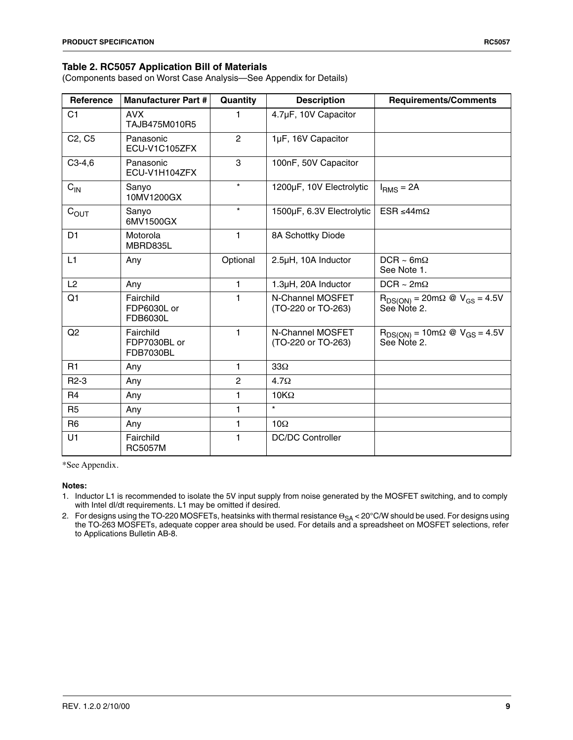### Table 2. RC5057 Application Bill of Materials

(Components based on Worst Case Analysis—See Appendix for Details)

| Reference | Manufacturer Part # | Quantity | Description | Requirements/Comments |
|---|---|---|---|---|
| C1 | AVX TAJB475M010R5 | 1 | 4.7μF, 10V Capacitor | |
| C2, C5 | Panasonic ECU-V1C105ZFX | 2 | 1μF, 16V Capacitor | |
| C3-4,6 | Panasonic ECU-V1H104ZFX | 3 | 100nF, 50V Capacitor | |
| $C_{IN}$ | Sanyo 10MV1200GX | * | 1200μF, 10V Electrolytic | $I_{RMS}$ = 2A |
| $C_{OUT}$ | Sanyo 6MV1500GX | * | 1500μF, 6.3V Electrolytic | ESR ≤44mΩ |
| D1 | Motorola MBRD835L | 1 | 8A Schottky Diode | |
| L1 | Any | Optional | 2.5μH, 10A Inductor | DCR ~ 6mΩ See Note 1. |
| L2 | Any | 1 | 1.3μH, 20A Inductor | DCR ~ 2mΩ |
| Q1 | Fairchild FDP6030L or FDB6030L | 1 | N-Channel MOSFET (TO-220 or TO-263) | $R_{DS(ON)}$ = 20mΩ @ $V_{GS}$ = 4.5V See Note 2. |
| Q2 | Fairchild FDP7030BL or FDB7030BL | 1 | N-Channel MOSFET (TO-220 or TO-263) | $R_{DS(ON)}$ = 10mΩ @ $V_{GS}$ = 4.5V See Note 2. |
| R1 | Any | 1 | 33Ω | |
| R2-3 | Any | 2 | 4.7Ω | |
| R4 | Any | 1 | 10KΩ | |
| R5 | Any | 1 | * | |
| R6 | Any | 1 | 10Ω | |
| U1 | Fairchild RC5057M | 1 | DC/DC Controller | |

*See Appendix.

**Notes:**

1. Inductor L1 is recommended to isolate the 5V input supply from noise generated by the MOSFET switching, and to comply with Intel dI/dt requirements. L1 may be omitted if desired.
2. For designs using the TO-220 MOSFETs, heatsinks with thermal resistance $\Theta_{SA}$ < 20°C/W should be used. For designs using the TO-263 MOSFETs, adequate copper area should be used. For details and a spreadsheet on MOSFET selections, refer to Applications Bulletin AB-8.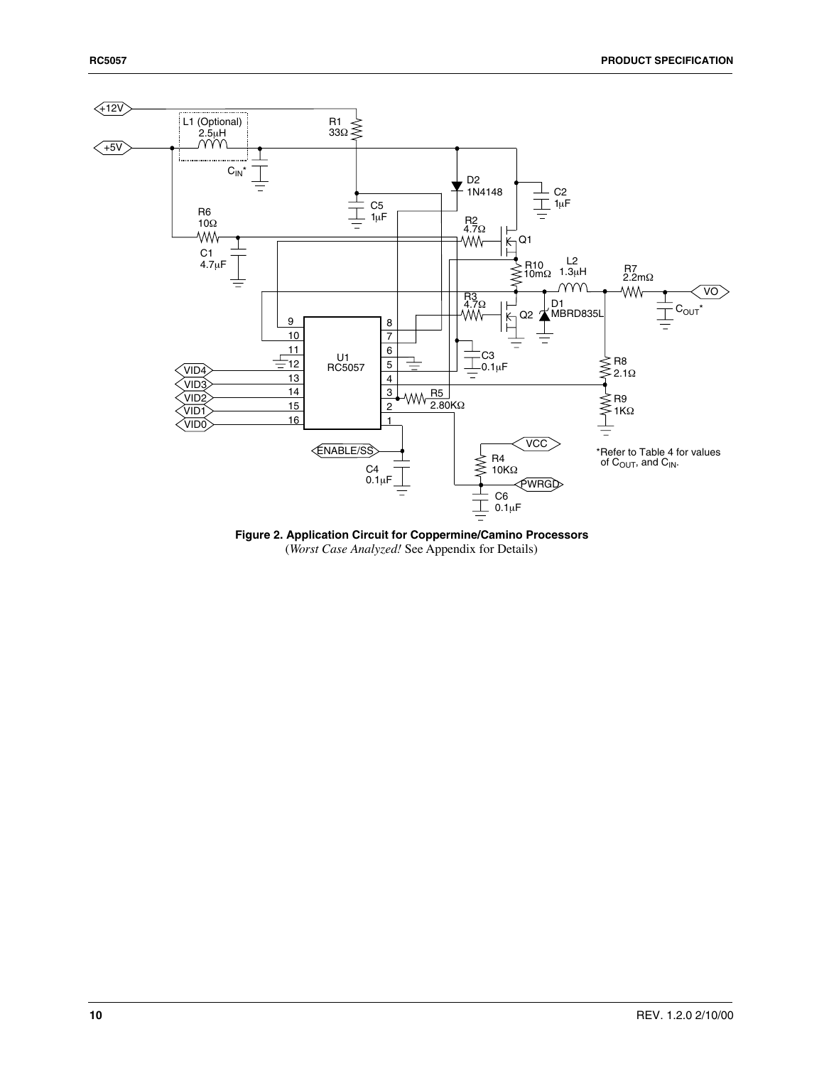**Figure 2. Application Circuit for Coppermine/Camino Processors**
(*Worst Case Analyzed!* See Appendix for Details)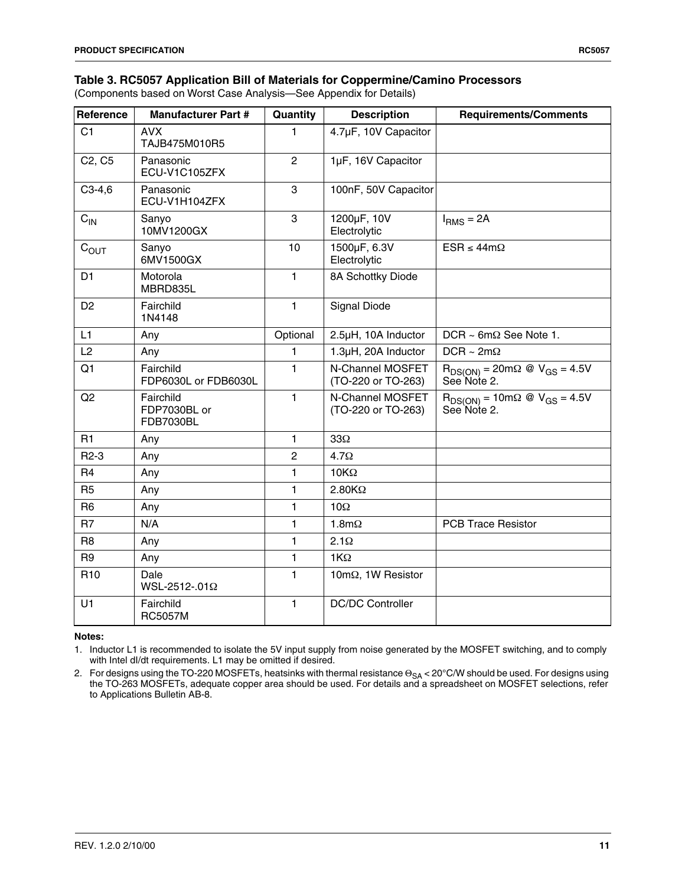### Table 3. RC5057 Application Bill of Materials for Coppermine/Camino Processors

(Components based on Worst Case Analysis—See Appendix for Details)

| Reference | Manufacturer Part # | Quantity | Description | Requirements/Comments |
|---|---|---|---|---|
| C1 | AVX TAJB475M010R5 | 1 | 4.7µF, 10V Capacitor | |
| C2, C5 | Panasonic ECU-V1C105ZFX | 2 | 1µF, 16V Capacitor | |
| C3-4,6 | Panasonic ECU-V1H104ZFX | 3 | 100nF, 50V Capacitor | |
| $C_{IN}$ | Sanyo 10MV1200GX | 3 | 1200µF, 10V Electrolytic | $I_{RMS}$ = 2A |
| $C_{OUT}$ | Sanyo 6MV1500GX | 10 | 1500µF, 6.3V Electrolytic | ESR ≤ 44mΩ |
| D1 | Motorola MBRD835L | 1 | 8A Schottky Diode | |
| D2 | Fairchild 1N4148 | 1 | Signal Diode | |
| L1 | Any | Optional | 2.5µH, 10A Inductor | DCR ~ 6mΩ See Note 1. |
| L2 | Any | 1 | 1.3µH, 20A Inductor | DCR ~ 2mΩ |
| Q1 | Fairchild FDP6030L or FDB6030L | 1 | N-Channel MOSFET (TO-220 or TO-263) | $R_{DS(ON)}$ = 20mΩ @ $V_{GS}$ = 4.5V See Note 2. |
| Q2 | Fairchild FDP7030BL or FDB7030BL | 1 | N-Channel MOSFET (TO-220 or TO-263) | $R_{DS(ON)}$ = 10mΩ @ $V_{GS}$ = 4.5V See Note 2. |
| R1 | Any | 1 | 33Ω | |
| R2-3 | Any | 2 | 4.7Ω | |
| R4 | Any | 1 | 10KΩ | |
| R5 | Any | 1 | 2.80KΩ | |
| R6 | Any | 1 | 10Ω | |
| R7 | N/A | 1 | 1.8mΩ | PCB Trace Resistor |
| R8 | Any | 1 | 2.1Ω | |
| R9 | Any | 1 | 1KΩ | |
| R10 | Dale WSL-2512-.01Ω | 1 | 10mΩ, 1W Resistor | |
| U1 | Fairchild RC5057M | 1 | DC/DC Controller | |

**Notes:**

1. Inductor L1 is recommended to isolate the 5V input supply from noise generated by the MOSFET switching, and to comply with Intel dI/dt requirements. L1 may be omitted if desired.
2. For designs using the TO-220 MOSFETs, heatsinks with thermal resistance $\Theta_{SA}$ < 20°C/W should be used. For designs using the TO-263 MOSFETs, adequate copper area should be used. For details and a spreadsheet on MOSFET selections, refer to Applications Bulletin AB-8.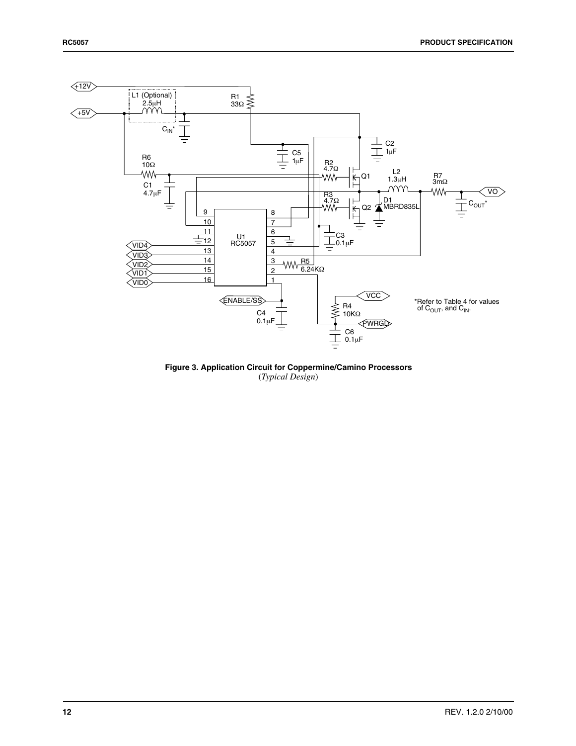**Figure 3. Application Circuit for Coppermine/Camino Processors**
(*Typical Design*)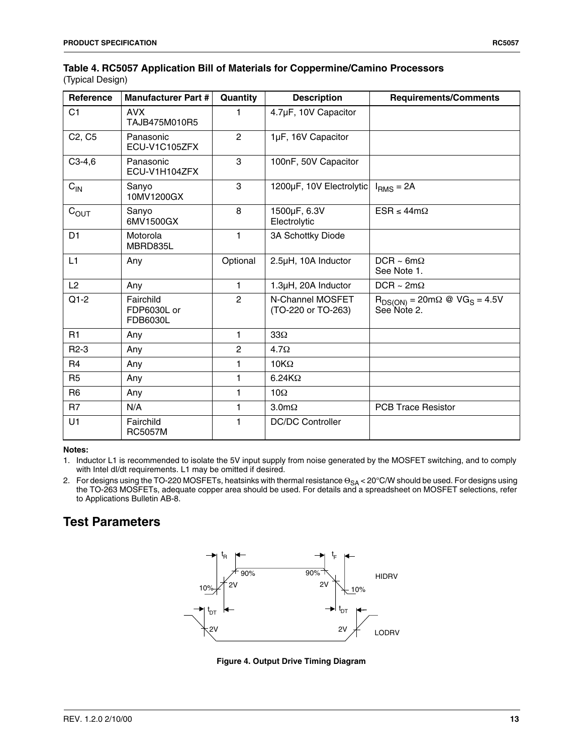**Table 4. RC5057 Application Bill of Materials for Coppermine/Camino Processors**
(Typical Design)

| Reference | Manufacturer Part # | Quantity | Description | Requirements/Comments |
|---|---|---|---|---|
| C1 | AVX TAJB475M010R5 | 1 | 4.7µF, 10V Capacitor | |
| C2, C5 | Panasonic ECU-V1C105ZFX | 2 | 1µF, 16V Capacitor | |
| C3-4,6 | Panasonic ECU-V1H104ZFX | 3 | 100nF, 50V Capacitor | |
| $C_{IN}$ | Sanyo 10MV1200GX | 3 | 1200µF, 10V Electrolytic | $I_{RMS}$ = 2A |
| $C_{OUT}$ | Sanyo 6MV1500GX | 8 | 1500µF, 6.3V Electrolytic | ESR ≤ 44mΩ |
| D1 | Motorola MBRD835L | 1 | 3A Schottky Diode | |
| L1 | Any | Optional | 2.5µH, 10A Inductor | DCR ~ 6mΩ See Note 1. |
| L2 | Any | 1 | 1.3µH, 20A Inductor | DCR ~ 2mΩ |
| Q1-2 | Fairchild FDP6030L or FDB6030L | 2 | N-Channel MOSFET (TO-220 or TO-263) | $R_{DS(ON)}$ = 20mΩ @ $VG_S$ = 4.5V See Note 2. |
| R1 | Any | 1 | 33Ω | |
| R2-3 | Any | 2 | 4.7Ω | |
| R4 | Any | 1 | 10KΩ | |
| R5 | Any | 1 | 6.24KΩ | |
| R6 | Any | 1 | 10Ω | |
| R7 | N/A | 1 | 3.0mΩ | PCB Trace Resistor |
| U1 | Fairchild RC5057M | 1 | DC/DC Controller | |

**Notes:**

1. Inductor L1 is recommended to isolate the 5V input supply from noise generated by the MOSFET switching, and to comply with Intel dI/dt requirements. L1 may be omitted if desired.
2. For designs using the TO-220 MOSFETs, heatsinks with thermal resistance $\Theta_{SA}$ < 20°C/W should be used. For designs using the TO-263 MOSFETs, adequate copper area should be used. For details and a spreadsheet on MOSFET selections, refer to Applications Bulletin AB-8.

## Test Parameters

$t_R$ $t_F$ 90% 90% 10% 2V 2V 10% HIDRV $t_{DT}$ $t_{DT}$ 2V 2V LODRV

**Figure 4. Output Drive Timing Diagram**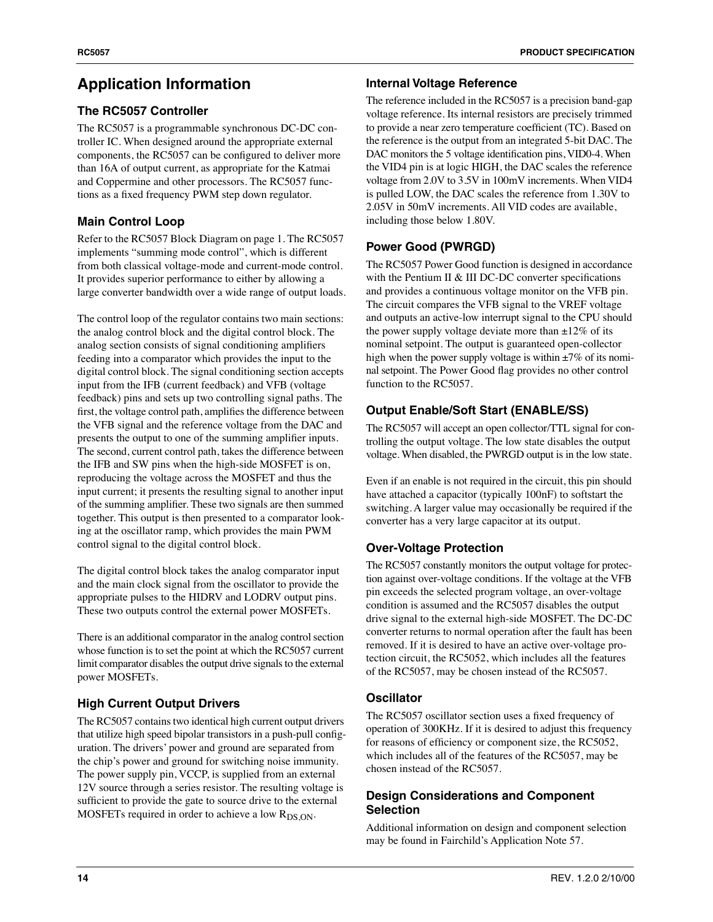# Application Information

## The RC5057 Controller

The RC5057 is a programmable synchronous DC-DC controller IC. When designed around the appropriate external components, the RC5057 can be configured to deliver more than 16A of output current, as appropriate for the Katmai and Coppermine and other processors. The RC5057 functions as a fixed frequency PWM step down regulator.

## Main Control Loop

Refer to the RC5057 Block Diagram on page 1. The RC5057 implements "summing mode control", which is different from both classical voltage-mode and current-mode control. It provides superior performance to either by allowing a large converter bandwidth over a wide range of output loads.

The control loop of the regulator contains two main sections: the analog control block and the digital control block. The analog section consists of signal conditioning amplifiers feeding into a comparator which provides the input to the digital control block. The signal conditioning section accepts input from the IFB (current feedback) and VFB (voltage feedback) pins and sets up two controlling signal paths. The first, the voltage control path, amplifies the difference between the VFB signal and the reference voltage from the DAC and presents the output to one of the summing amplifier inputs. The second, current control path, takes the difference between the IFB and SW pins when the high-side MOSFET is on, reproducing the voltage across the MOSFET and thus the input current; it presents the resulting signal to another input of the summing amplifier. These two signals are then summed together. This output is then presented to a comparator looking at the oscillator ramp, which provides the main PWM control signal to the digital control block.

The digital control block takes the analog comparator input and the main clock signal from the oscillator to provide the appropriate pulses to the HIDRV and LODRV output pins. These two outputs control the external power MOSFETs.

There is an additional comparator in the analog control section whose function is to set the point at which the RC5057 current limit comparator disables the output drive signals to the external power MOSFETs.

## High Current Output Drivers

The RC5057 contains two identical high current output drivers that utilize high speed bipolar transistors in a push-pull configuration. The drivers' power and ground are separated from the chip's power and ground for switching noise immunity. The power supply pin, VCCP, is supplied from an external 12V source through a series resistor. The resulting voltage is sufficient to provide the gate to source drive to the external MOSFETs required in order to achieve a low $R_{DS,ON}$.

## Internal Voltage Reference

The reference included in the RC5057 is a precision band-gap voltage reference. Its internal resistors are precisely trimmed to provide a near zero temperature coefficient (TC). Based on the reference is the output from an integrated 5-bit DAC. The DAC monitors the 5 voltage identification pins, VID0-4. When the VID4 pin is at logic HIGH, the DAC scales the reference voltage from 2.0V to 3.5V in 100mV increments. When VID4 is pulled LOW, the DAC scales the reference from 1.30V to 2.05V in 50mV increments. All VID codes are available, including those below 1.80V.

## Power Good (PWRGD)

The RC5057 Power Good function is designed in accordance with the Pentium II & III DC-DC converter specifications and provides a continuous voltage monitor on the VFB pin. The circuit compares the VFB signal to the VREF voltage and outputs an active-low interrupt signal to the CPU should the power supply voltage deviate more than ±12% of its nominal setpoint. The output is guaranteed open-collector high when the power supply voltage is within ±7% of its nominal setpoint. The Power Good flag provides no other control function to the RC5057.

## Output Enable/Soft Start (ENABLE/SS)

The RC5057 will accept an open collector/TTL signal for controlling the output voltage. The low state disables the output voltage. When disabled, the PWRGD output is in the low state.

Even if an enable is not required in the circuit, this pin should have attached a capacitor (typically 100nF) to softstart the switching. A larger value may occasionally be required if the converter has a very large capacitor at its output.

## Over-Voltage Protection

The RC5057 constantly monitors the output voltage for protection against over-voltage conditions. If the voltage at the VFB pin exceeds the selected program voltage, an over-voltage condition is assumed and the RC5057 disables the output drive signal to the external high-side MOSFET. The DC-DC converter returns to normal operation after the fault has been removed. If it is desired to have an active over-voltage protection circuit, the RC5052, which includes all the features of the RC5057, may be chosen instead of the RC5057.

## Oscillator

The RC5057 oscillator section uses a fixed frequency of operation of 300KHz. If it is desired to adjust this frequency for reasons of efficiency or component size, the RC5052, which includes all of the features of the RC5057, may be chosen instead of the RC5057.

## Design Considerations and Component Selection

Additional information on design and component selection may be found in Fairchild's Application Note 57.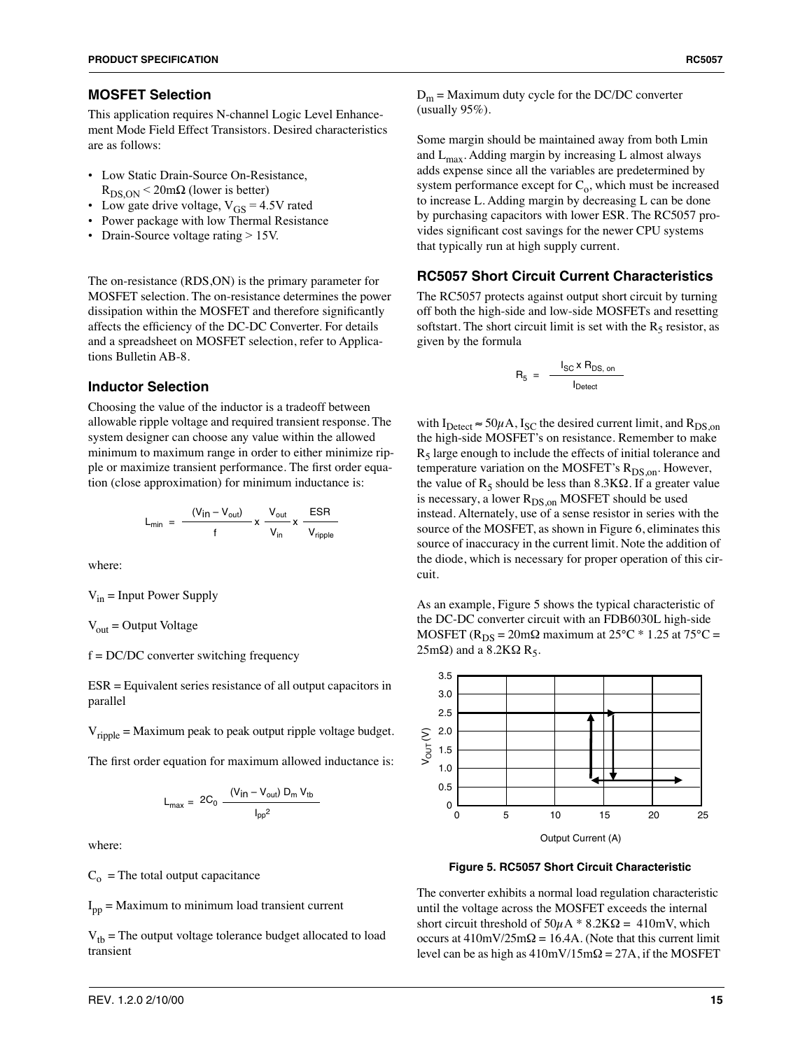## MOSFET Selection

This application requires N-channel Logic Level Enhancement Mode Field Effect Transistors. Desired characteristics are as follows:

- Low Static Drain-Source On-Resistance, $R_{DS,ON} < 20m\Omega$ (lower is better)
- Low gate drive voltage, $V_{GS} = 4.5V$ rated
- Power package with low Thermal Resistance
- Drain-Source voltage rating > 15V.

The on-resistance (RDS,ON) is the primary parameter for MOSFET selection. The on-resistance determines the power dissipation within the MOSFET and therefore significantly affects the efficiency of the DC-DC Converter. For details and a spreadsheet on MOSFET selection, refer to Applications Bulletin AB-8.

## Inductor Selection

Choosing the value of the inductor is a tradeoff between allowable ripple voltage and required transient response. The system designer can choose any value within the allowed minimum to maximum range in order to either minimize ripple or maximize transient performance. The first order equation (close approximation) for minimum inductance is:

$$L_{min} = \frac{(V_{in} - V_{out})}{f} \times \frac{V_{out}}{V_{in}} \times \frac{ESR}{V_{ripple}}$$

where:

$V_{in}$ = Input Power Supply

$V_{out}$ = Output Voltage

f = DC/DC converter switching frequency

ESR = Equivalent series resistance of all output capacitors in parallel

$V_{ripple}$ = Maximum peak to peak output ripple voltage budget.

The first order equation for maximum allowed inductance is:

$$L_{max} = 2C_0 \frac{(V_{in} - V_{out}) D_m V_{tb}}{I_{pp}^2}$$

where:

$C_o$ = The total output capacitance

$I_{pp}$ = Maximum to minimum load transient current

$V_{tb}$ = The output voltage tolerance budget allocated to load transient

$D_m$ = Maximum duty cycle for the DC/DC converter (usually 95%).

Some margin should be maintained away from both Lmin and $L_{max}$. Adding margin by increasing L almost always adds expense since all the variables are predetermined by system performance except for $C_o$, which must be increased to increase L. Adding margin by decreasing L can be done by purchasing capacitors with lower ESR. The RC5057 provides significant cost savings for the newer CPU systems that typically run at high supply current.

## RC5057 Short Circuit Current Characteristics

The RC5057 protects against output short circuit by turning off both the high-side and low-side MOSFETs and resetting softstart. The short circuit limit is set with the $R_5$ resistor, as given by the formula

$$R_5 = \frac{I_{SC} \times R_{DS,\ on}}{I_{Detect}}$$

with $I_{Detect} \approx 50\mu A$, $I_{SC}$ the desired current limit, and $R_{DS,on}$ the high-side MOSFET's on resistance. Remember to make $R_5$ large enough to include the effects of initial tolerance and temperature variation on the MOSFET's $R_{DS,on}$. However, the value of $R_5$ should be less than 8.3KΩ. If a greater value is necessary, a lower $R_{DS,on}$ MOSFET should be used instead. Alternately, use of a sense resistor in series with the source of the MOSFET, as shown in Figure 6, eliminates this source of inaccuracy in the current limit. Note the addition of the diode, which is necessary for proper operation of this circuit.

As an example, Figure 5 shows the typical characteristic of the DC-DC converter circuit with an FDB6030L high-side MOSFET ($R_{DS} = 20m\Omega$ maximum at 25°C * 1.25 at 75°C = $25m\Omega$) and a 8.2KΩ $R_5$.

**Figure 5. RC5057 Short Circuit Characteristic**

The converter exhibits a normal load regulation characteristic until the voltage across the MOSFET exceeds the internal short circuit threshold of $50\mu A * 8.2K\Omega$ = 410mV, which occurs at $410mV/25m\Omega$ = 16.4A. (Note that this current limit level can be as high as $410mV/15m\Omega$ = 27A, if the MOSFET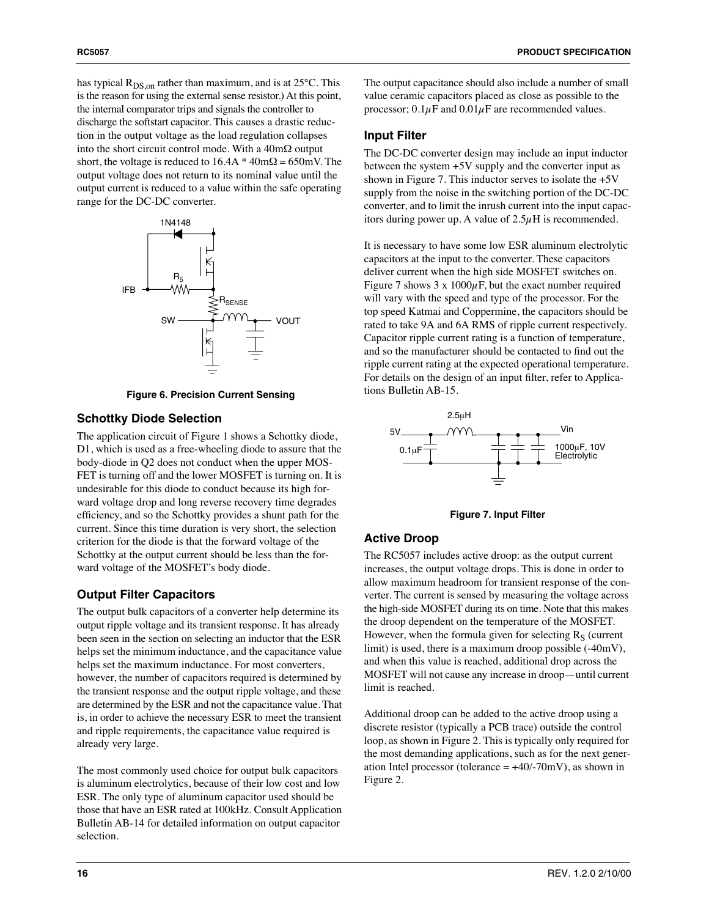has typical $R_{DS,on}$ rather than maximum, and is at 25°C. This is the reason for using the external sense resistor.) At this point, the internal comparator trips and signals the controller to discharge the softstart capacitor. This causes a drastic reduction in the output voltage as the load regulation collapses into the short circuit control mode. With a 40mΩ output short, the voltage is reduced to 16.4A * 40mΩ = 650mV. The output voltage does not return to its nominal value until the output current is reduced to a value within the safe operating range for the DC-DC converter.

**Figure 6. Precision Current Sensing**

### Schottky Diode Selection

The application circuit of Figure 1 shows a Schottky diode, D1, which is used as a free-wheeling diode to assure that the body-diode in Q2 does not conduct when the upper MOSFET is turning off and the lower MOSFET is turning on. It is undesirable for this diode to conduct because its high forward voltage drop and long reverse recovery time degrades efficiency, and so the Schottky provides a shunt path for the current. Since this time duration is very short, the selection criterion for the diode is that the forward voltage of the Schottky at the output current should be less than the forward voltage of the MOSFET's body diode.

### Output Filter Capacitors

The output bulk capacitors of a converter help determine its output ripple voltage and its transient response. It has already been seen in the section on selecting an inductor that the ESR helps set the minimum inductance, and the capacitance value helps set the maximum inductance. For most converters, however, the number of capacitors required is determined by the transient response and the output ripple voltage, and these are determined by the ESR and not the capacitance value. That is, in order to achieve the necessary ESR to meet the transient and ripple requirements, the capacitance value required is already very large.

The most commonly used choice for output bulk capacitors is aluminum electrolytics, because of their low cost and low ESR. The only type of aluminum capacitor used should be those that have an ESR rated at 100kHz. Consult Application Bulletin AB-14 for detailed information on output capacitor selection.

The output capacitance should also include a number of small value ceramic capacitors placed as close as possible to the processor; 0.1μF and 0.01μF are recommended values.

### Input Filter

The DC-DC converter design may include an input inductor between the system +5V supply and the converter input as shown in Figure 7. This inductor serves to isolate the +5V supply from the noise in the switching portion of the DC-DC converter, and to limit the inrush current into the input capacitors during power up. A value of 2.5μH is recommended.

It is necessary to have some low ESR aluminum electrolytic capacitors at the input to the converter. These capacitors deliver current when the high side MOSFET switches on. Figure 7 shows 3 x 1000μF, but the exact number required will vary with the speed and type of the processor. For the top speed Katmai and Coppermine, the capacitors should be rated to take 9A and 6A RMS of ripple current respectively. Capacitor ripple current rating is a function of temperature, and so the manufacturer should be contacted to find out the ripple current rating at the expected operational temperature. For details on the design of an input filter, refer to Applications Bulletin AB-15.

**Figure 7. Input Filter**

### Active Droop

The RC5057 includes active droop: as the output current increases, the output voltage drops. This is done in order to allow maximum headroom for transient response of the converter. The current is sensed by measuring the voltage across the high-side MOSFET during its on time. Note that this makes the droop dependent on the temperature of the MOSFET. However, when the formula given for selecting $R_S$ (current limit) is used, there is a maximum droop possible (-40mV), and when this value is reached, additional drop across the MOSFET will not cause any increase in droop—until current limit is reached.

Additional droop can be added to the active droop using a discrete resistor (typically a PCB trace) outside the control loop, as shown in Figure 2. This is typically only required for the most demanding applications, such as for the next generation Intel processor (tolerance = +40/-70mV), as shown in Figure 2.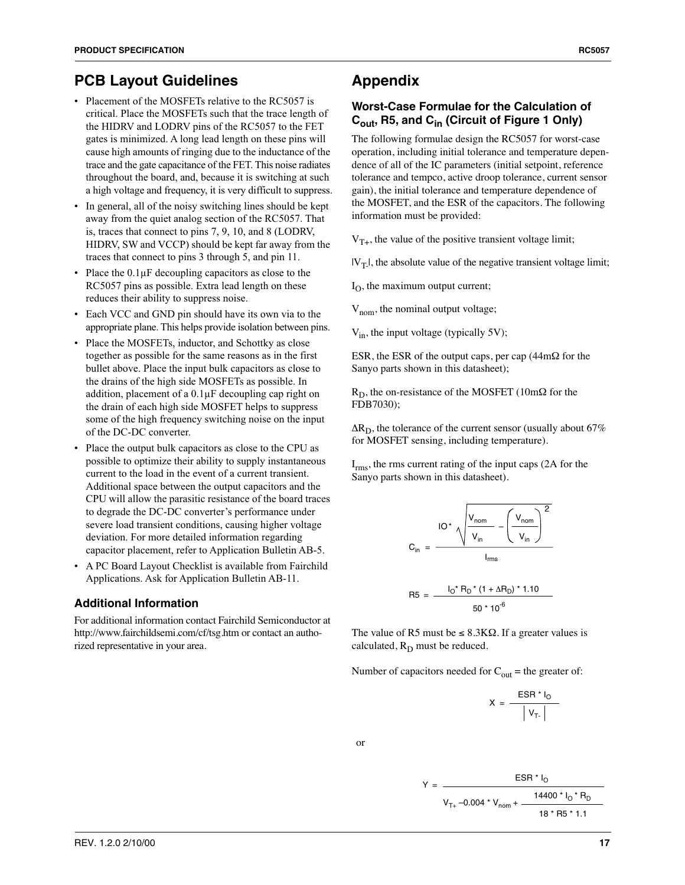# PCB Layout Guidelines

- Placement of the MOSFETs relative to the RC5057 is critical. Place the MOSFETs such that the trace length of the HIDRV and LODRV pins of the RC5057 to the FET gates is minimized. A long lead length on these pins will cause high amounts of ringing due to the inductance of the trace and the gate capacitance of the FET. This noise radiates throughout the board, and, because it is switching at such a high voltage and frequency, it is very difficult to suppress.
- In general, all of the noisy switching lines should be kept away from the quiet analog section of the RC5057. That is, traces that connect to pins 7, 9, 10, and 8 (LODRV, HIDRV, SW and VCCP) should be kept far away from the traces that connect to pins 3 through 5, and pin 11.
- Place the 0.1μF decoupling capacitors as close to the RC5057 pins as possible. Extra lead length on these reduces their ability to suppress noise.
- Each VCC and GND pin should have its own via to the appropriate plane. This helps provide isolation between pins.
- Place the MOSFETs, inductor, and Schottky as close together as possible for the same reasons as in the first bullet above. Place the input bulk capacitors as close to the drains of the high side MOSFETs as possible. In addition, placement of a 0.1μF decoupling cap right on the drain of each high side MOSFET helps to suppress some of the high frequency switching noise on the input of the DC-DC converter.
- Place the output bulk capacitors as close to the CPU as possible to optimize their ability to supply instantaneous current to the load in the event of a current transient. Additional space between the output capacitors and the CPU will allow the parasitic resistance of the board traces to degrade the DC-DC converter's performance under severe load transient conditions, causing higher voltage deviation. For more detailed information regarding capacitor placement, refer to Application Bulletin AB-5.
- A PC Board Layout Checklist is available from Fairchild Applications. Ask for Application Bulletin AB-11.

## Additional Information

For additional information contact Fairchild Semiconductor at http://www.fairchildsemi.com/cf/tsg.htm or contact an authorized representative in your area.

# Appendix

## Worst-Case Formulae for the Calculation of $C_{out}$, R5, and $C_{in}$ (Circuit of Figure 1 Only)

The following formulae design the RC5057 for worst-case operation, including initial tolerance and temperature dependence of all of the IC parameters (initial setpoint, reference tolerance and tempco, active droop tolerance, current sensor gain), the initial tolerance and temperature dependence of the MOSFET, and the ESR of the capacitors. The following information must be provided:

$V_{T+}$, the value of the positive transient voltage limit;

$|V_{T-}|$, the absolute value of the negative transient voltage limit;

$I_O$, the maximum output current;

$V_{nom}$, the nominal output voltage;

$V_{in}$, the input voltage (typically 5V);

ESR, the ESR of the output caps, per cap (44mΩ for the Sanyo parts shown in this datasheet);

$R_D$, the on-resistance of the MOSFET (10mΩ for the FDB7030);

$\Delta R_D$, the tolerance of the current sensor (usually about 67% for MOSFET sensing, including temperature).

$I_{rms}$, the rms current rating of the input caps (2A for the Sanyo parts shown in this datasheet).

$$C_{in} = \frac{IO * \sqrt{\frac{V_{nom}}{V_{in}} - \left(\frac{V_{nom}}{V_{in}}\right)^2}}{I_{rms}}$$

$$R5 = \frac{I_O * R_D * (1 + \Delta R_D) * 1.10}{50 * 10^{-6}}$$

The value of R5 must be ≤ 8.3KΩ. If a greater values is calculated, $R_D$ must be reduced.

Number of capacitors needed for $C_{out}$ = the greater of:

$$X = \frac{ESR * I_O}{|V_{T-}|}$$

or

$$Y = \frac{ESR * I_O}{V_{T+} - 0.004 * V_{nom} + \frac{14400 * I_O * R_D}{18 * R5 * 1.1}}$$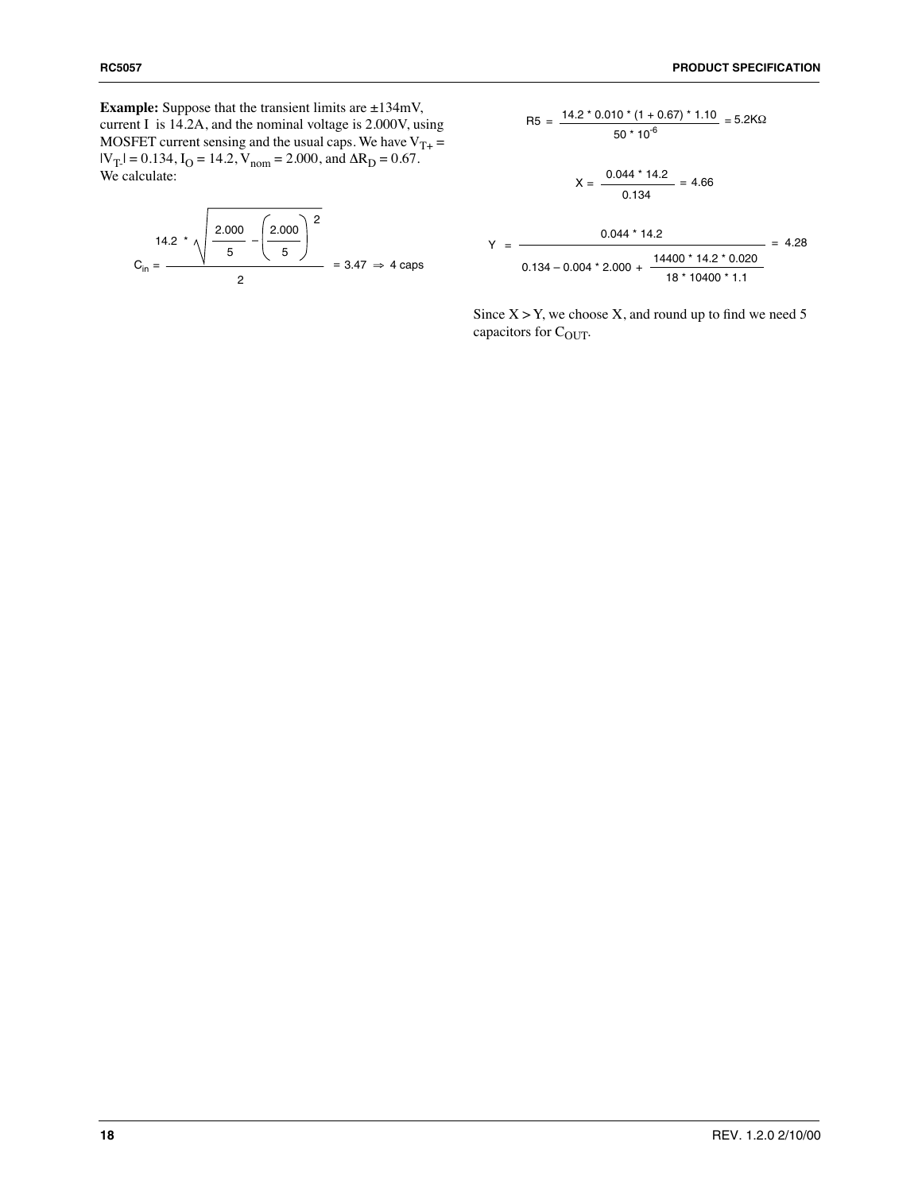**Example:** Suppose that the transient limits are ±134mV, current I is 14.2A, and the nominal voltage is 2.000V, using MOSFET current sensing and the usual caps. We have $V_{T+} = |V_{T-}| = 0.134$, $I_O = 14.2$, $V_{nom} = 2.000$, and $\Delta R_D = 0.67$. We calculate:

$$C_{in} = \frac{14.2 * \sqrt{\frac{2.000}{5} - \left(\frac{2.000}{5}\right)^2}}{2} = 3.47 \Rightarrow 4 \text{ caps}$$

$$R5 = \frac{14.2 * 0.010 * (1 + 0.67) * 1.10}{50 * 10^{-6}} = 5.2K\Omega$$

$$X = \frac{0.044 * 14.2}{0.134} = 4.66$$

$$Y = \frac{0.044 * 14.2}{0.134 - 0.004 * 2.000 + \frac{14400 * 14.2 * 0.020}{18 * 10400 * 1.1}} = 4.28$$

Since X > Y, we choose X, and round up to find we need 5 capacitors for $C_{OUT}$.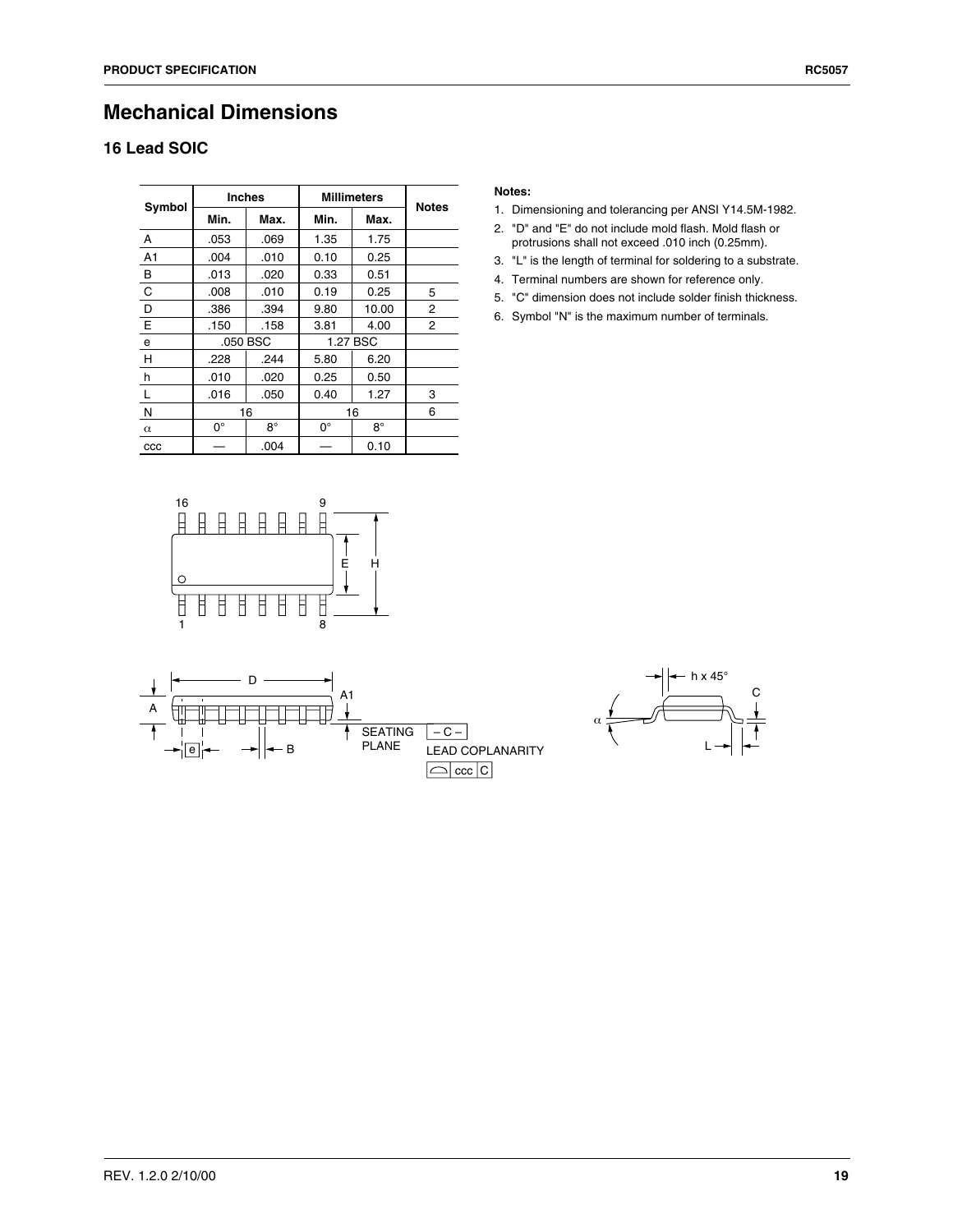# Mechanical Dimensions

## 16 Lead SOIC

| Symbol | Inches | | Millimeters | | Notes |
|---|---|---|---|---|---|
| | Min. | Max. | Min. | Max. | |
| A | .053 | .069 | 1.35 | 1.75 | |
| A1 | .004 | .010 | 0.10 | 0.25 | |
| B | .013 | .020 | 0.33 | 0.51 | |
| C | .008 | .010 | 0.19 | 0.25 | 5 |
| D | .386 | .394 | 9.80 | 10.00 | 2 |
| E | .150 | .158 | 3.81 | 4.00 | 2 |
| e | .050 BSC | | 1.27 BSC | | |
| H | .228 | .244 | 5.80 | 6.20 | |
| h | .010 | .020 | 0.25 | 0.50 | |
| L | .016 | .050 | 0.40 | 1.27 | 3 |
| N | 16 | | 16 | | 6 |
| $\alpha$ | 0° | 8° | 0° | 8° | |
| ccc | — | .004 | — | 0.10 | |

**Notes:**

1. Dimensioning and tolerancing per ANSI Y14.5M-1982.
2. "D" and "E" do not include mold flash. Mold flash or protrusions shall not exceed .010 inch (0.25mm).
3. "L" is the length of terminal for soldering to a substrate.
4. Terminal numbers are shown for reference only.
5. "C" dimension does not include solder finish thickness.
6. Symbol "N" is the maximum number of terminals.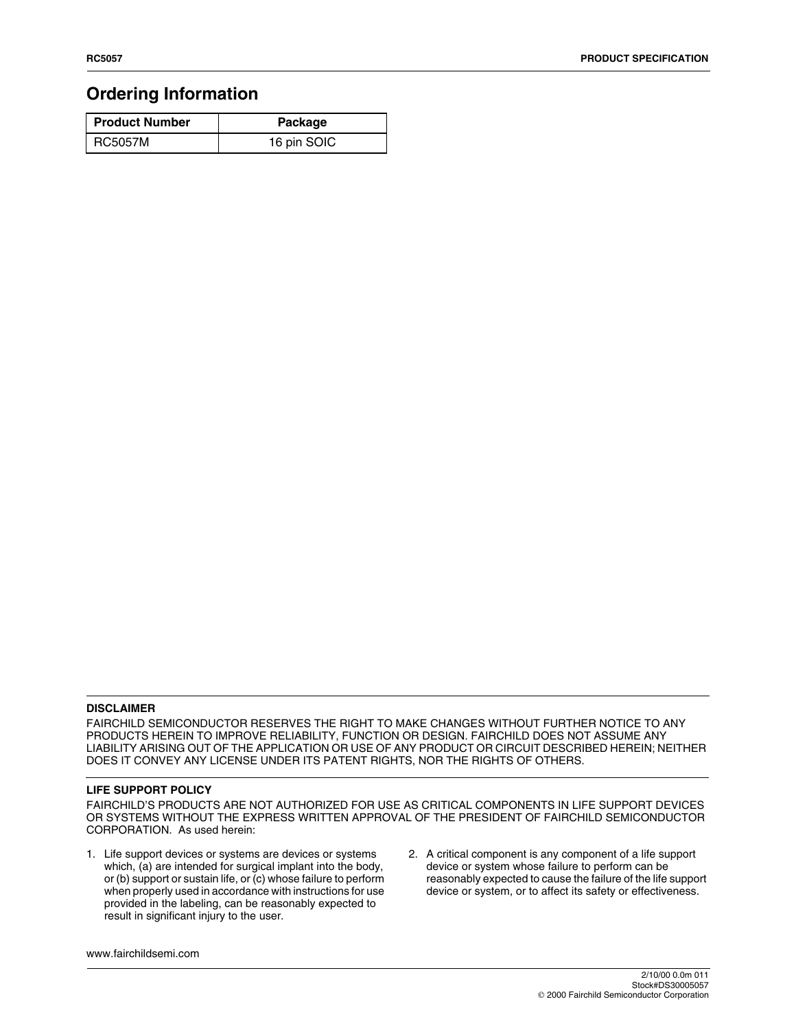## Ordering Information

| Product Number | Package |
|---|---|
| RC5057M | 16 pin SOIC |

**DISCLAIMER**

FAIRCHILD SEMICONDUCTOR RESERVES THE RIGHT TO MAKE CHANGES WITHOUT FURTHER NOTICE TO ANY PRODUCTS HEREIN TO IMPROVE RELIABILITY, FUNCTION OR DESIGN. FAIRCHILD DOES NOT ASSUME ANY LIABILITY ARISING OUT OF THE APPLICATION OR USE OF ANY PRODUCT OR CIRCUIT DESCRIBED HEREIN; NEITHER DOES IT CONVEY ANY LICENSE UNDER ITS PATENT RIGHTS, NOR THE RIGHTS OF OTHERS.

**LIFE SUPPORT POLICY**

FAIRCHILD'S PRODUCTS ARE NOT AUTHORIZED FOR USE AS CRITICAL COMPONENTS IN LIFE SUPPORT DEVICES OR SYSTEMS WITHOUT THE EXPRESS WRITTEN APPROVAL OF THE PRESIDENT OF FAIRCHILD SEMICONDUCTOR CORPORATION. As used herein:

1. Life support devices or systems are devices or systems which, (a) are intended for surgical implant into the body, or (b) support or sustain life, or (c) whose failure to perform when properly used in accordance with instructions for use provided in the labeling, can be reasonably expected to result in significant injury to the user.
2. A critical component is any component of a life support device or system whose failure to perform can be reasonably expected to cause the failure of the life support device or system, or to affect its safety or effectiveness.

www.fairchildsemi.com

2/10/00 0.0m 011
Stock#DS30005057
© 2000 Fairchild Semiconductor Corporation